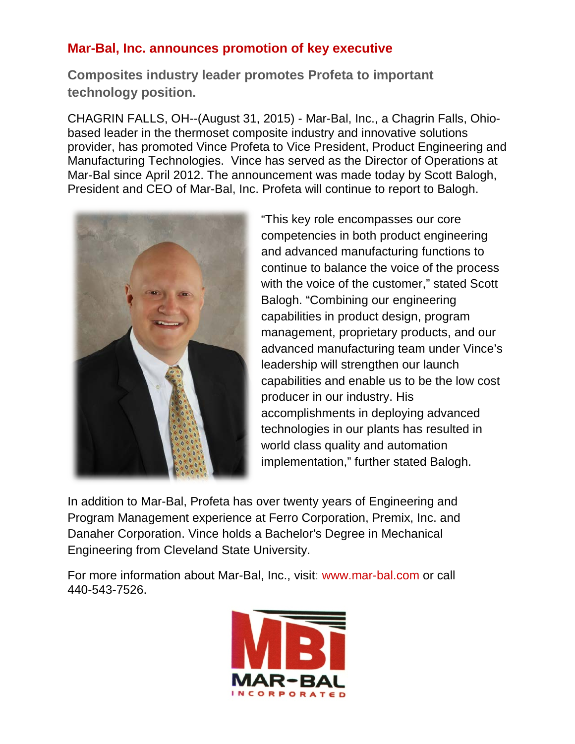# Mar-Bal, Inc. announces promotion of key executive

## Composites industry leader promotes Profeta to important technology position.

CHAGRIN FALLS, OH--(August 31, 2015) - Mar-Bal, Inc., a Chagrin Falls, Ohio-based leader in the thermoset composite industry and innovative solutions provider, has promoted Vince Profeta to Vice President, Product Engineering and Manufacturing Technologies. Vince has served as the Director of Operations at Mar-Bal since April 2012. The announcement was made today by Scott Balogh, President and CEO of Mar-Bal, Inc. Profeta will continue to report to Balogh.

"This key role encompasses our core competencies in both product engineering and advanced manufacturing functions to continue to balance the voice of the process with the voice of the customer," stated Scott Balogh. "Combining our engineering capabilities in product design, program management, proprietary products, and our advanced manufacturing team under Vince's leadership will strengthen our launch capabilities and enable us to be the low cost producer in our industry. His accomplishments in deploying advanced technologies in our plants has resulted in world class quality and automation implementation," further stated Balogh.

In addition to Mar-Bal, Profeta has over twenty years of Engineering and Program Management experience at Ferro Corporation, Premix, Inc. and Danaher Corporation. Vince holds a Bachelor's Degree in Mechanical Engineering from Cleveland State University.

For more information about Mar-Bal, Inc., visit: www.mar-bal.com or call 440-543-7526.

MBI MAR-BAL INCORPORATED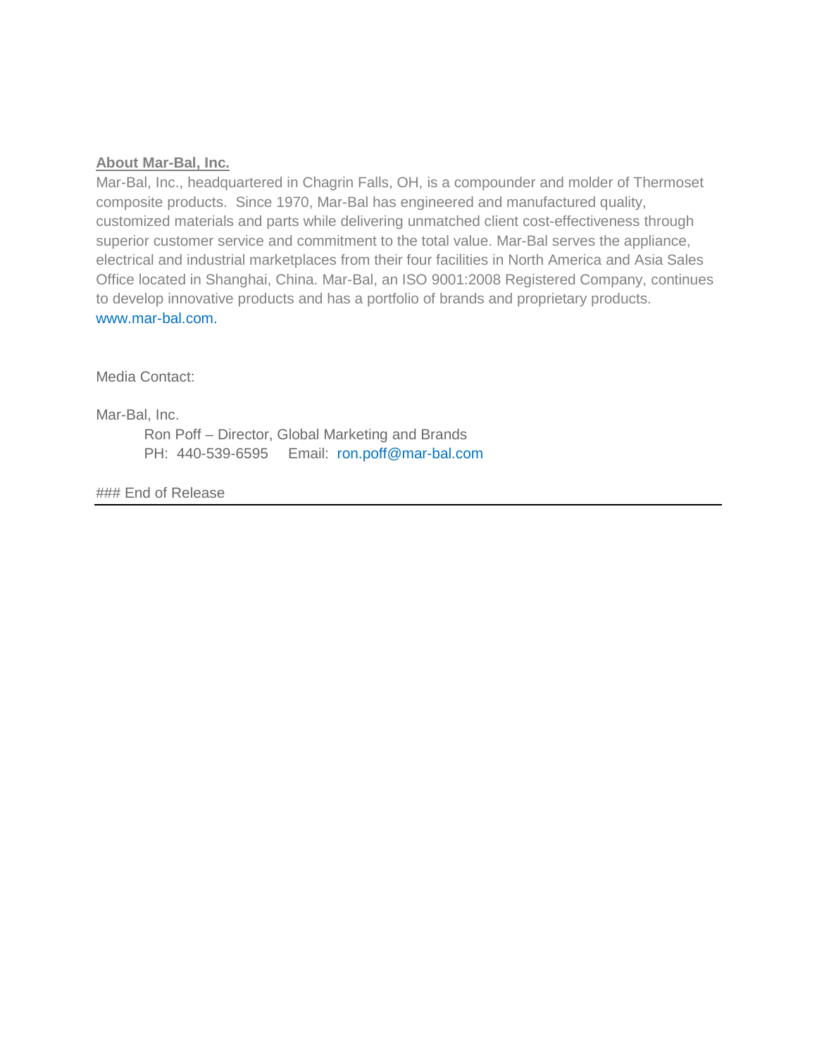**About Mar-Bal, Inc.**

Mar-Bal, Inc., headquartered in Chagrin Falls, OH, is a compounder and molder of Thermoset composite products. Since 1970, Mar-Bal has engineered and manufactured quality, customized materials and parts while delivering unmatched client cost-effectiveness through superior customer service and commitment to the total value. Mar-Bal serves the appliance, electrical and industrial marketplaces from their four facilities in North America and Asia Sales Office located in Shanghai, China. Mar-Bal, an ISO 9001:2008 Registered Company, continues to develop innovative products and has a portfolio of brands and proprietary products. www.mar-bal.com.

Media Contact:

Mar-Bal, Inc.

Ron Poff – Director, Global Marketing and Brands
PH: 440-539-6595 Email: ron.poff@mar-bal.com

### End of Release